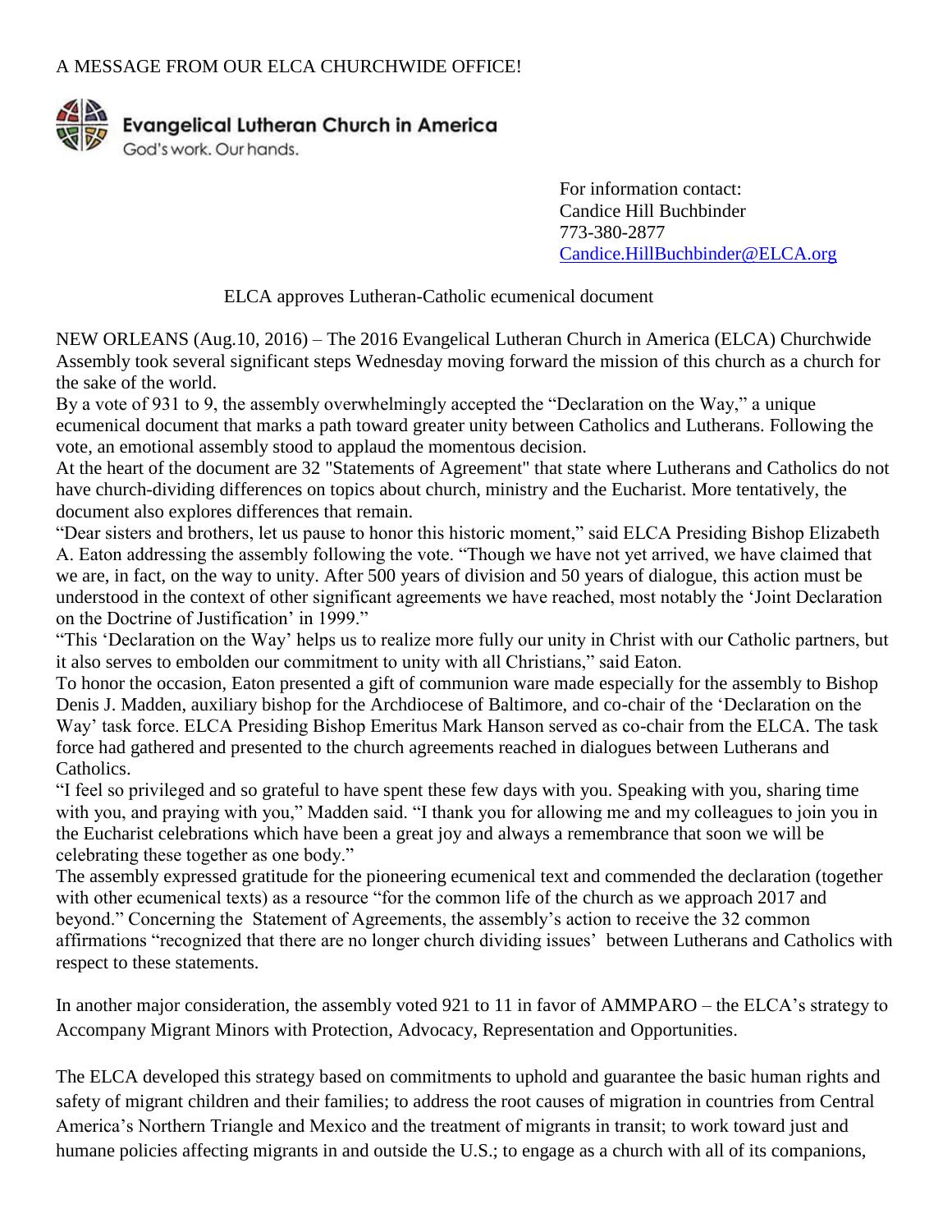A MESSAGE FROM OUR ELCA CHURCHWIDE OFFICE!

**Evangelical Lutheran Church in America**
God's work. Our hands.

For information contact:
Candice Hill Buchbinder
773-380-2877
Candice.HillBuchbinder@ELCA.org

## ELCA approves Lutheran-Catholic ecumenical document

NEW ORLEANS (Aug.10, 2016) – The 2016 Evangelical Lutheran Church in America (ELCA) Churchwide Assembly took several significant steps Wednesday moving forward the mission of this church as a church for the sake of the world.

By a vote of 931 to 9, the assembly overwhelmingly accepted the "Declaration on the Way," a unique ecumenical document that marks a path toward greater unity between Catholics and Lutherans. Following the vote, an emotional assembly stood to applaud the momentous decision.

At the heart of the document are 32 "Statements of Agreement" that state where Lutherans and Catholics do not have church-dividing differences on topics about church, ministry and the Eucharist. More tentatively, the document also explores differences that remain.

"Dear sisters and brothers, let us pause to honor this historic moment," said ELCA Presiding Bishop Elizabeth A. Eaton addressing the assembly following the vote. "Though we have not yet arrived, we have claimed that we are, in fact, on the way to unity. After 500 years of division and 50 years of dialogue, this action must be understood in the context of other significant agreements we have reached, most notably the 'Joint Declaration on the Doctrine of Justification' in 1999."

"This 'Declaration on the Way' helps us to realize more fully our unity in Christ with our Catholic partners, but it also serves to embolden our commitment to unity with all Christians," said Eaton.

To honor the occasion, Eaton presented a gift of communion ware made especially for the assembly to Bishop Denis J. Madden, auxiliary bishop for the Archdiocese of Baltimore, and co-chair of the 'Declaration on the Way' task force. ELCA Presiding Bishop Emeritus Mark Hanson served as co-chair from the ELCA. The task force had gathered and presented to the church agreements reached in dialogues between Lutherans and Catholics.

"I feel so privileged and so grateful to have spent these few days with you. Speaking with you, sharing time with you, and praying with you," Madden said. "I thank you for allowing me and my colleagues to join you in the Eucharist celebrations which have been a great joy and always a remembrance that soon we will be celebrating these together as one body."

The assembly expressed gratitude for the pioneering ecumenical text and commended the declaration (together with other ecumenical texts) as a resource "for the common life of the church as we approach 2017 and beyond." Concerning the Statement of Agreements, the assembly's action to receive the 32 common affirmations "recognized that there are no longer church dividing issues' between Lutherans and Catholics with respect to these statements.

In another major consideration, the assembly voted 921 to 11 in favor of AMMPARO – the ELCA's strategy to Accompany Migrant Minors with Protection, Advocacy, Representation and Opportunities.

The ELCA developed this strategy based on commitments to uphold and guarantee the basic human rights and safety of migrant children and their families; to address the root causes of migration in countries from Central America's Northern Triangle and Mexico and the treatment of migrants in transit; to work toward just and humane policies affecting migrants in and outside the U.S.; to engage as a church with all of its companions,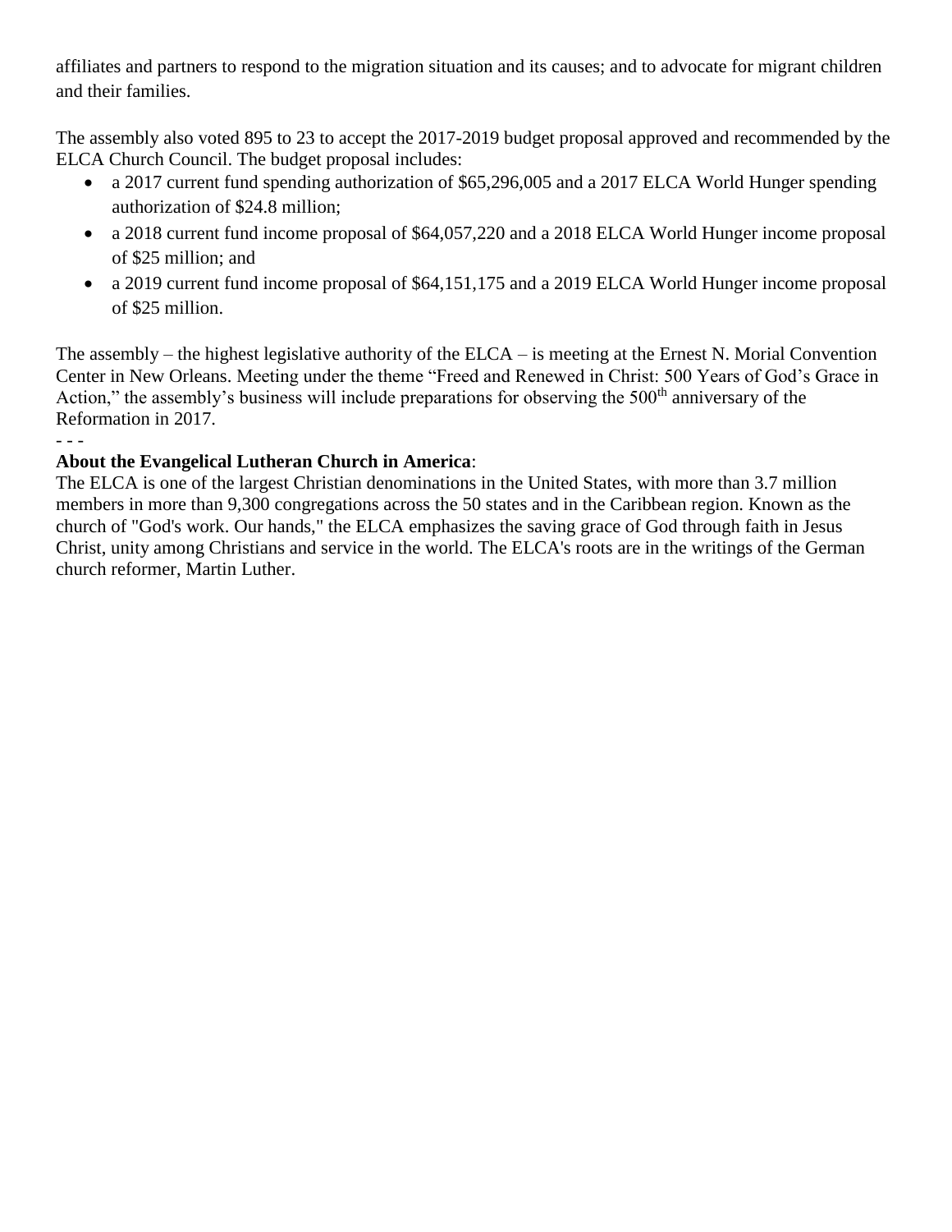affiliates and partners to respond to the migration situation and its causes; and to advocate for migrant children and their families.

The assembly also voted 895 to 23 to accept the 2017-2019 budget proposal approved and recommended by the ELCA Church Council. The budget proposal includes:

- a 2017 current fund spending authorization of $65,296,005 and a 2017 ELCA World Hunger spending authorization of $24.8 million;
- a 2018 current fund income proposal of $64,057,220 and a 2018 ELCA World Hunger income proposal of $25 million; and
- a 2019 current fund income proposal of $64,151,175 and a 2019 ELCA World Hunger income proposal of $25 million.

The assembly – the highest legislative authority of the ELCA – is meeting at the Ernest N. Morial Convention Center in New Orleans. Meeting under the theme "Freed and Renewed in Christ: 500 Years of God's Grace in Action," the assembly's business will include preparations for observing the 500th anniversary of the Reformation in 2017.

- - -

**About the Evangelical Lutheran Church in America**:
The ELCA is one of the largest Christian denominations in the United States, with more than 3.7 million members in more than 9,300 congregations across the 50 states and in the Caribbean region. Known as the church of "God's work. Our hands," the ELCA emphasizes the saving grace of God through faith in Jesus Christ, unity among Christians and service in the world. The ELCA's roots are in the writings of the German church reformer, Martin Luther.